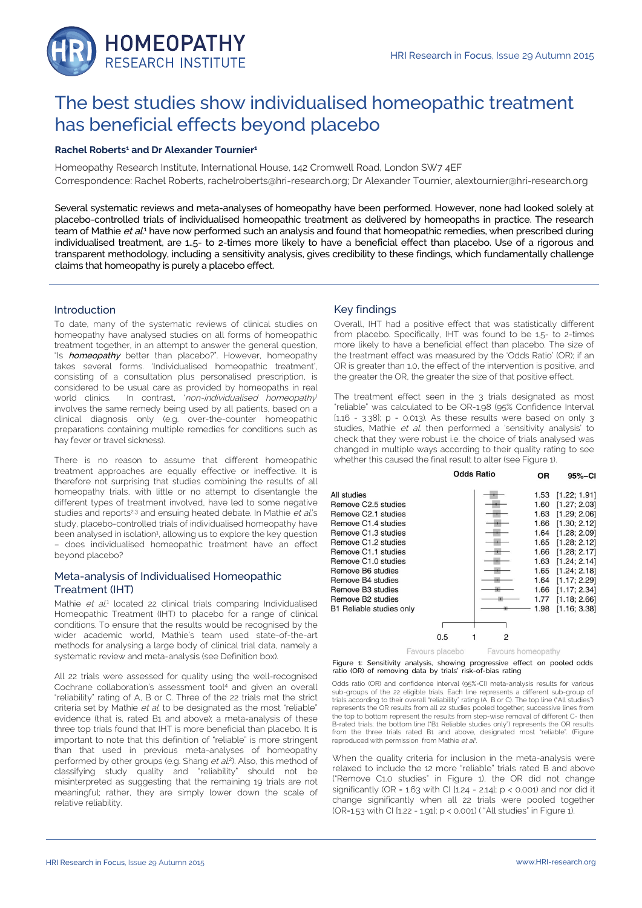# The best studies show individualised homeopathic treatment has beneficial effects beyond placebo

**Rachel Roberts[1] and Dr Alexander Tournier[1]**

Homeopathy Research Institute, International House, 142 Cromwell Road, London SW7 4EF
Correspondence: Rachel Roberts, rachelroberts@hri-research.org; Dr Alexander Tournier, alextournier@hri-research.org

Several systematic reviews and meta-analyses of homeopathy have been performed. However, none had looked solely at placebo-controlled trials of individualised homeopathic treatment as delivered by homeopaths in practice. The research team of Mathie *et al.*[1] have now performed such an analysis and found that homeopathic remedies, when prescribed during individualised treatment, are 1..5- to 2-times more likely to have a beneficial effect than placebo. Use of a rigorous and transparent methodology, including a sensitivity analysis, gives credibility to these findings, which fundamentally challenge claims that homeopathy is purely a placebo effect.

## Introduction

To date, many of the systematic reviews of clinical studies on homeopathy have analysed studies on all forms of homeopathic treatment together, in an attempt to answer the general question, "Is ***homeopathy*** better than placebo?". However, homeopathy takes several forms. 'Individualised homeopathic treatment', consisting of a consultation plus personalised prescription, is considered to be usual care as provided by homeopaths in real world clinics. In contrast, '*non-individualised homeopathy*' involves the same remedy being used by all patients, based on a clinical diagnosis only (e.g. over-the-counter homeopathic preparations containing multiple remedies for conditions such as hay fever or travel sickness).

There is no reason to assume that different homeopathic treatment approaches are equally effective or ineffective. It is therefore not surprising that studies combining the results of all homeopathy trials, with little or no attempt to disentangle the different types of treatment involved, have led to some negative studies and reports[2,3] and ensuing heated debate. In Mathie *et al.*'s study, placebo-controlled trials of individualised homeopathy have been analysed in isolation[1], allowing us to explore the key question – does individualised homeopathic treatment have an effect beyond placebo?

## Meta-analysis of Individualised Homeopathic Treatment (IHT)

Mathie *et al.*[1] located 22 clinical trials comparing Individualised Homeopathic Treatment (IHT) to placebo for a range of clinical conditions. To ensure that the results would be recognised by the wider academic world, Mathie's team used state-of-the-art methods for analysing a large body of clinical trial data, namely a systematic review and meta-analysis (see Definition box).

All 22 trials were assessed for quality using the well-recognised Cochrane collaboration's assessment tool[4] and given an overall "reliability" rating of A, B or C. Three of the 22 trials met the strict criteria set by Mathie *et al.* to be designated as the most "reliable" evidence (that is, rated B1 and above); a meta-analysis of these three top trials found that IHT is more beneficial than placebo. It is important to note that this definition of "reliable" is more stringent than that used in previous meta-analyses of homeopathy performed by other groups (e.g. Shang *et al.*[2]). Also, this method of classifying study quality and "reliability" should not be misinterpreted as suggesting that the remaining 19 trials are not meaningful; rather, they are simply lower down the scale of relative reliability.

## Key findings

Overall, IHT had a positive effect that was statistically different from placebo. Specifically, IHT was found to be 1.5- to 2-times more likely to have a beneficial effect than placebo. The size of the treatment effect was measured by the 'Odds Ratio' (OR); if an OR is greater than 1.0, the effect of the intervention is positive, and the greater the OR, the greater the size of that positive effect.

The treatment effect seen in the 3 trials designated as most "reliable" was calculated to be OR=1.98 (95% Confidence Interval [1.16 - 3.38]; $p = 0.013$). As these results were based on only 3 studies, Mathie *et al.* then performed a 'sensitivity analysis' to check that they were robust i.e. the choice of trials analysed was changed in multiple ways according to their quality rating to see whether this caused the final result to alter (see Figure 1).

| | OR | 95%–CI |
|---|---|---|
| All studies | 1.53 | [1.22; 1.91] |
| Remove C2.5 studies | 1.60 | [1.27; 2.03] |
| Remove C2.1 studies | 1.63 | [1.29; 2.06] |
| Remove C1.4 studies | 1.66 | [1.30; 2.12] |
| Remove C1.3 studies | 1.64 | [1.28; 2.09] |
| Remove C1.2 studies | 1.65 | [1.28; 2.12] |
| Remove C1.1 studies | 1.66 | [1.28; 2.17] |
| Remove C1.0 studies | 1.63 | [1.24; 2.14] |
| Remove B6 studies | 1.65 | [1.24; 2.18] |
| Remove B4 studies | 1.64 | [1.17; 2.29] |
| Remove B3 studies | 1.66 | [1.17; 2.34] |
| Remove B2 studies | 1.77 | [1.18; 2.66] |
| B1 Reliable studies only | 1.98 | [1.16; 3.38] |

Odds Ratio axis: 0.5, 1, 2 — Favours placebo / Favours homeopathy

**Figure 1: Sensitivity analysis, showing progressive effect on pooled odds ratio (OR) of removing data by trials' risk-of-bias rating**

Odds ratio (OR) and confidence interval (95%-CI) meta-analysis results for various sub-groups of the 22 eligible trials. Each line represents a different sub-group of trials according to their overall "reliability" rating (A, B or C). The top line ("All studies") represents the OR results from all 22 studies pooled together; successive lines from the top to bottom represent the results from step-wise removal of different C- then B-rated trials; the bottom line ("B1 Reliable studies only") represents the OR results from the three trials rated B1 and above, designated most "reliable". (Figure reproduced with permission from Mathie *et al.*[1])

When the quality criteria for inclusion in the meta-analysis were relaxed to include the 12 more "reliable" trials rated B and above ("Remove C1.0 studies" in Figure 1), the OR did not change significantly (OR = 1.63 with CI [1.24 - 2.14]; $p < 0.001$) and nor did it change significantly when all 22 trials were pooled together (OR=1.53 with CI [1.22 - 1.91]; $p < 0.001$) ( "All studies" in Figure 1).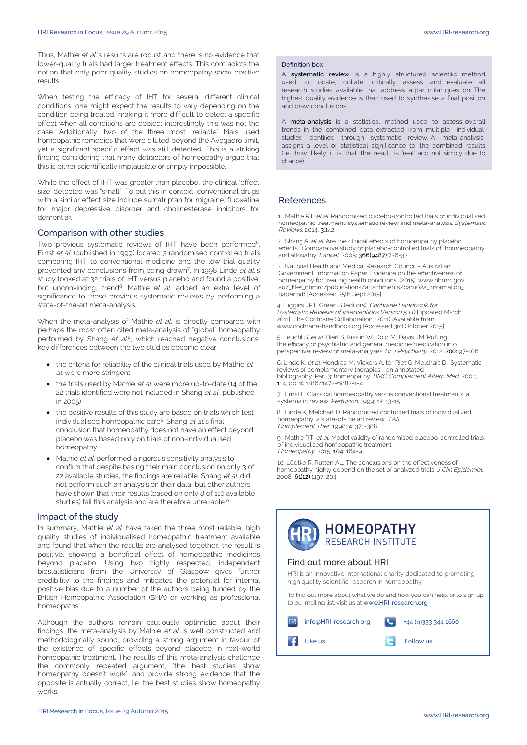Thus, Mathie *et al.*'s results are robust and there is no evidence that lower-quality trials had larger treatment effects. This contradicts the notion that only poor quality studies on homeopathy show positive results.

When testing the efficacy of IHT for several different clinical conditions, one might expect the results to vary depending on the condition being treated, making it more difficult to detect a specific effect when all conditions are pooled; interestingly this was not the case. Additionally, two of the three most "reliable" trials used homeopathic remedies that were diluted beyond the Avogadro limit, yet a significant specific effect was still detected. This is a striking finding considering that many detractors of homeopathy argue that this is either scientifically implausible or simply impossible.

While the effect of IHT was greater than placebo, the clinical 'effect size' detected was "small". To put this in context, conventional drugs with a similar effect size include sumatriptan for migraine, fluoxetine for major depressive disorder and cholinesterase inhibitors for dementia[5].

## Comparison with other studies

Two previous systematic reviews of IHT have been performed[6]. Ernst *et al.* (published in 1999) located 3 randomised controlled trials comparing IHT to conventional medicine and the low trial quality prevented any conclusions from being drawn[7]. In 1998 Linde *et al.*'s study looked at 32 trials of IHT versus placebo and found a positive, but unconvincing, trend[8]. Mathie *et al.* added an extra level of significance to these previous systematic reviews by performing a state-of-the-art meta-analysis.

When the meta-analysis of Mathie *et al.* is directly compared with perhaps the most often cited meta-analysis of "global" homeopathy performed by Shang *et al.*[2], which reached negative conclusions, key differences between the two studies become clear:

- the criteria for reliability of the clinical trials used by Mathie *et al.* were more stringent
- the trials used by Mathie *et al.* were more up-to-date (14 of the 22 trials identified were not included in Shang *et al.*, published in 2005)
- the positive results of this study are based on trials which test individualised homeopathic care[9]; Shang *et al.*'s final conclusion that homeopathy does not have an effect beyond placebo was based only on trials of non-individualised homeopathy
- Mathie *et al.* performed a rigorous sensitivity analysis to confirm that despite basing their main conclusion on only 3 of 22 available studies, the findings are reliable. Shang *et al.* did not perform such an analysis on their data, but other authors have shown that their results (based on only 8 of 110 available studies) fail this analysis and are therefore unreliable[10].

## Impact of the study

In summary, Mathie *et al.* have taken the three most reliable, high quality studies of individualised homeopathic treatment available and found that when the results are analysed together, the result is positive, showing a beneficial effect of homeopathic medicines beyond placebo. Using two highly respected, independent biostatisticians from the University of Glasgow gives further credibility to the findings and mitigates the potential for internal positive bias due to a number of the authors being funded by the British Homeopathic Association (BHA) or working as professional homeopaths.

Although the authors remain cautiously optimistic about their findings, the meta-analysis by Mathie *et al.* is well constructed and methodologically sound, providing a strong argument in favour of the existence of specific effects beyond placebo in real-world homeopathic treatment. The results of this meta-analysis challenge the commonly repeated argument, 'the best studies show homeopathy doesn't work', and provide strong evidence that the opposite is actually correct, i.e. the best studies show homeopathy works.

**Definition box**

A **systematic review** is a highly structured scientific method used to locate, collate, critically assess and evaluate all research studies available that address a particular question. The highest quality evidence is then used to synthesise a final position and draw conclusions.

A **meta-analysis** is a statistical method used to assess overall trends in the combined data extracted from multiple individual studies identified through systematic review. A meta-analysis assigns a level of statistical significance to the combined results (i.e. how likely it is that the result is 'real' and not simply due to chance).

## References

1. Mathie RT, *et al.* Randomised placebo-controlled trials of individualised homeopathic treatment: systematic review and meta-analysis. *Systematic Reviews*, 2014; **3**:142
2. Shang A, *et al.* Are the clinical effects of homoeopathy placebo effects? Comparative study of placebo-controlled trials of homoeopathy and allopathy. *Lancet*, 2005; **366(9487)**:726-32
3. National Health and Medical Research Council – Australian Government. Information Paper: Evidence on the effectiveness of homeopathy for treating health conditions. (2015). www.nhmrc.gov.au/_files_nhmrc/publications/attachments/cam02a_information_paper.pdf [Accessed 25th Sept 2015]
4. Higgins JPT, Green S (editors). *Cochrane Handbook for Systematic Reviews of Interventions Version 5.1.0* [updated March 2011]. The Cochrane Collaboration, (2011). Available from www.cochrane-handbook.org [Accessed 3rd October 2015].
5. Leucht S, *et al.* Hierl S, Kissling W, Dold M, Davis JM. Putting the efficacy of psychiatric and general medicine medication into perspective: review of meta-analyses. *Br J Psychiatry*, 2012; **200**: 97-106
6. Linde K, *et al.* Hondras M, Vickers A, ter Riet G, Melchart D. Systematic reviews of complementary therapies - an annotated bibliography. Part 3: homeopathy. *BMC Complement Altern Med*. 2001; **1**: 4, doi:10.1186/1472-6882-1-4
7. Ernst E. Classical homoeopathy versus conventional treatments: a systematic review. *Perfusion*, 1999; **12**: 13-15
8. Linde K, Melchart D. Randomized controlled trials of individualized homeopathy: a state-of-the art review. *J Alt Complement Ther*, 1998; **4**: 371-388
9. Mathie RT, *et al.* Model validity of randomised placebo-controlled trials of individualised homeopathic treatment. *Homeopathy*, 2015; **104**: 164-9
10. Lüdtke R, Rutten AL. The conclusions on the effectiveness of homeopathy highly depend on the set of analyzed trials. *J Clin Epidemiol*, 2008; **61(12)**:1197-204

**HOMEOPATHY RESEARCH INSTITUTE**

### Find out more about HRI

HRI is an innovative international charity dedicated to promoting high quality scientific research in homeopathy.

To find out more about what we do and how you can help, or to sign up to our mailing list, visit us at www.HRI-research.org

info@HRI-research.org | +44 (0)333 344 1660

Like us | Follow us